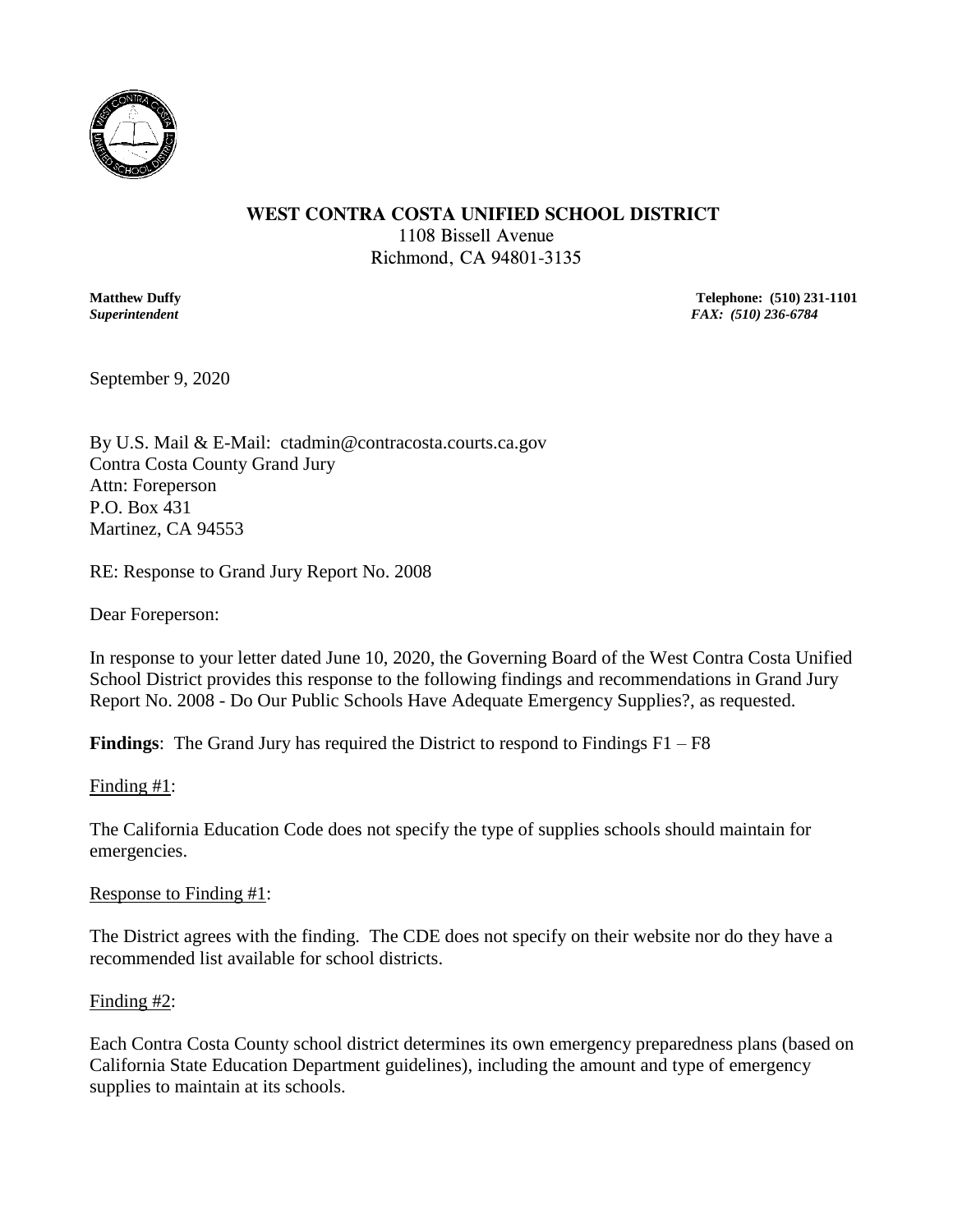**WEST CONTRA COSTA UNIFIED SCHOOL DISTRICT**
1108 Bissell Avenue
Richmond, CA 94801-3135

**Matthew Duffy**
***Superintendent***

**Telephone: (510) 231-1101**
***FAX: (510) 236-6784***

September 9, 2020

By U.S. Mail & E-Mail: ctadmin@contracosta.courts.ca.gov
Contra Costa County Grand Jury
Attn: Foreperson
P.O. Box 431
Martinez, CA 94553

RE: Response to Grand Jury Report No. 2008

Dear Foreperson:

In response to your letter dated June 10, 2020, the Governing Board of the West Contra Costa Unified School District provides this response to the following findings and recommendations in Grand Jury Report No. 2008 - Do Our Public Schools Have Adequate Emergency Supplies?, as requested.

**Findings**: The Grand Jury has required the District to respond to Findings F1 – F8

Finding #1:

The California Education Code does not specify the type of supplies schools should maintain for emergencies.

Response to Finding #1:

The District agrees with the finding. The CDE does not specify on their website nor do they have a recommended list available for school districts.

Finding #2:

Each Contra Costa County school district determines its own emergency preparedness plans (based on California State Education Department guidelines), including the amount and type of emergency supplies to maintain at its schools.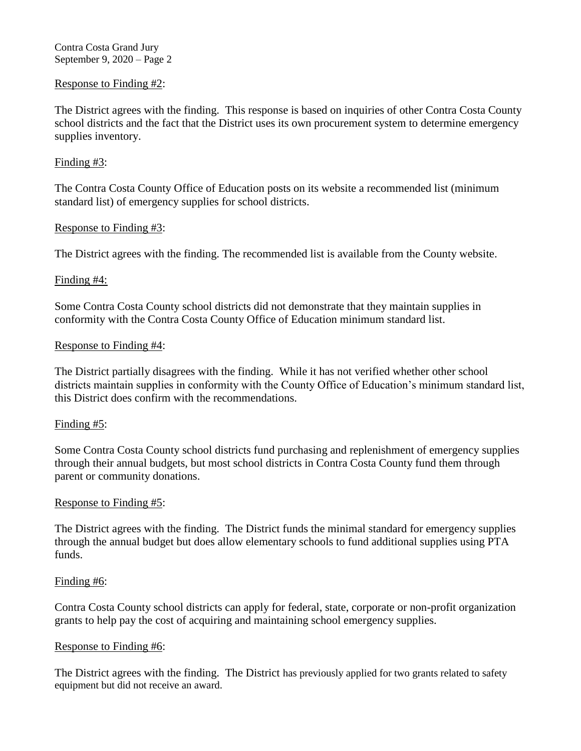Response to Finding #2:

The District agrees with the finding. This response is based on inquiries of other Contra Costa County school districts and the fact that the District uses its own procurement system to determine emergency supplies inventory.

Finding #3:

The Contra Costa County Office of Education posts on its website a recommended list (minimum standard list) of emergency supplies for school districts.

Response to Finding #3:

The District agrees with the finding. The recommended list is available from the County website.

Finding #4:

Some Contra Costa County school districts did not demonstrate that they maintain supplies in conformity with the Contra Costa County Office of Education minimum standard list.

Response to Finding #4:

The District partially disagrees with the finding. While it has not verified whether other school districts maintain supplies in conformity with the County Office of Education's minimum standard list, this District does confirm with the recommendations.

Finding #5:

Some Contra Costa County school districts fund purchasing and replenishment of emergency supplies through their annual budgets, but most school districts in Contra Costa County fund them through parent or community donations.

Response to Finding #5:

The District agrees with the finding. The District funds the minimal standard for emergency supplies through the annual budget but does allow elementary schools to fund additional supplies using PTA funds.

Finding #6:

Contra Costa County school districts can apply for federal, state, corporate or non-profit organization grants to help pay the cost of acquiring and maintaining school emergency supplies.

Response to Finding #6:

The District agrees with the finding. The District has previously applied for two grants related to safety equipment but did not receive an award.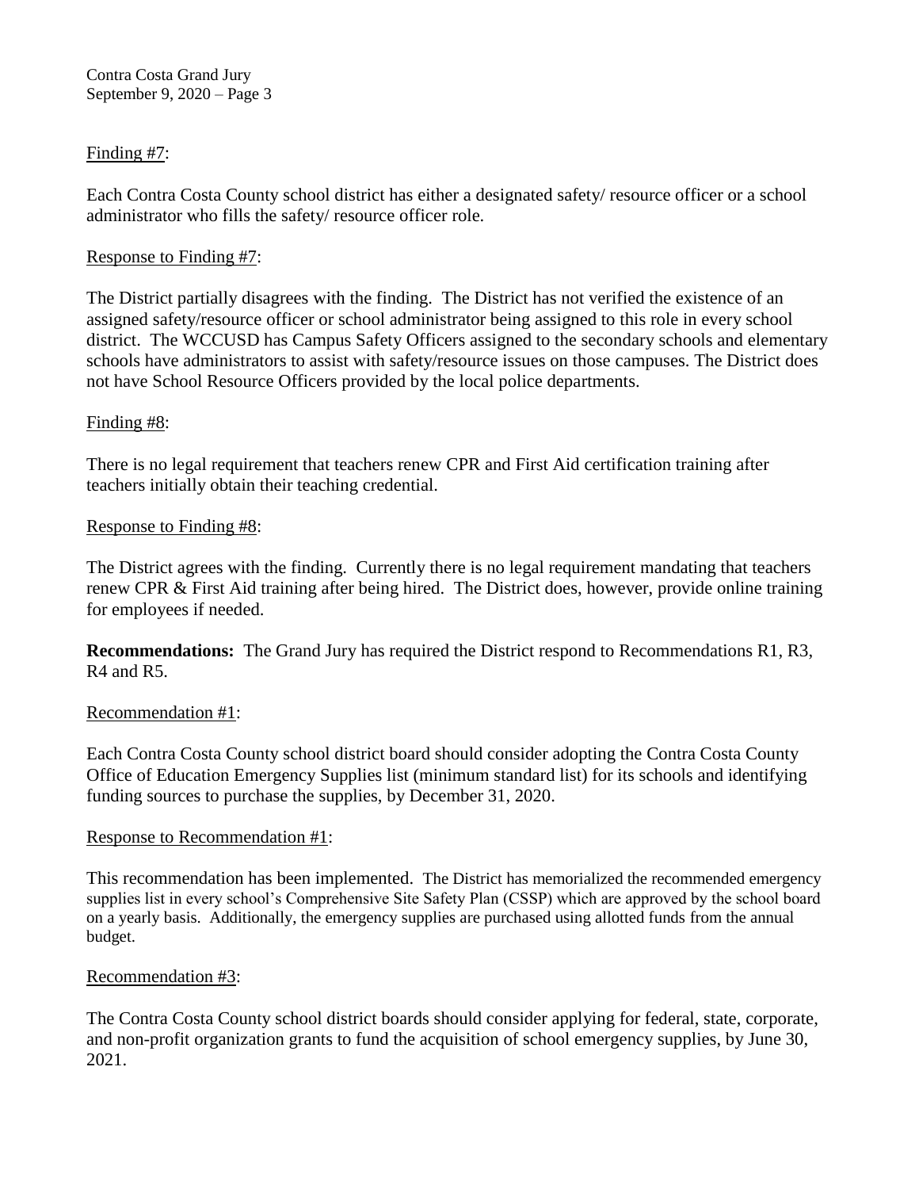Finding #7:

Each Contra Costa County school district has either a designated safety/ resource officer or a school administrator who fills the safety/ resource officer role.

Response to Finding #7:

The District partially disagrees with the finding. The District has not verified the existence of an assigned safety/resource officer or school administrator being assigned to this role in every school district. The WCCUSD has Campus Safety Officers assigned to the secondary schools and elementary schools have administrators to assist with safety/resource issues on those campuses. The District does not have School Resource Officers provided by the local police departments.

Finding #8:

There is no legal requirement that teachers renew CPR and First Aid certification training after teachers initially obtain their teaching credential.

Response to Finding #8:

The District agrees with the finding. Currently there is no legal requirement mandating that teachers renew CPR & First Aid training after being hired. The District does, however, provide online training for employees if needed.

**Recommendations:** The Grand Jury has required the District respond to Recommendations R1, R3, R4 and R5.

Recommendation #1:

Each Contra Costa County school district board should consider adopting the Contra Costa County Office of Education Emergency Supplies list (minimum standard list) for its schools and identifying funding sources to purchase the supplies, by December 31, 2020.

Response to Recommendation #1:

This recommendation has been implemented. The District has memorialized the recommended emergency supplies list in every school's Comprehensive Site Safety Plan (CSSP) which are approved by the school board on a yearly basis. Additionally, the emergency supplies are purchased using allotted funds from the annual budget.

Recommendation #3:

The Contra Costa County school district boards should consider applying for federal, state, corporate, and non-profit organization grants to fund the acquisition of school emergency supplies, by June 30, 2021.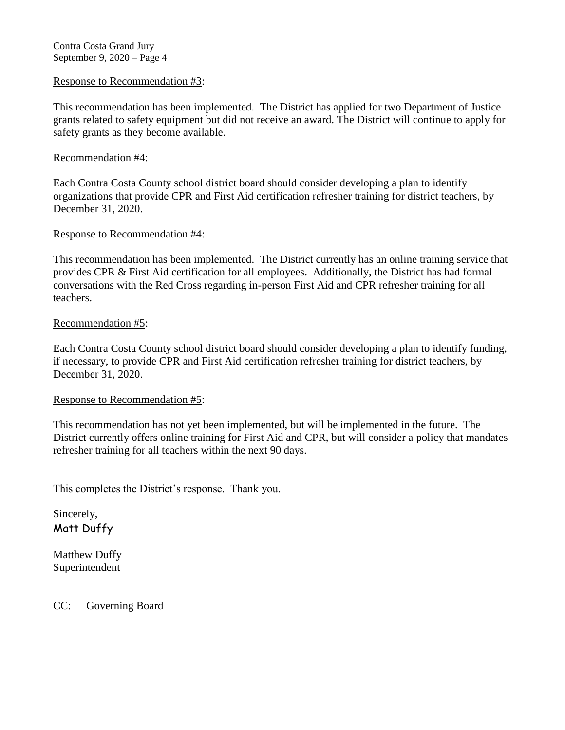Response to Recommendation #3:

This recommendation has been implemented. The District has applied for two Department of Justice grants related to safety equipment but did not receive an award. The District will continue to apply for safety grants as they become available.

Recommendation #4:

Each Contra Costa County school district board should consider developing a plan to identify organizations that provide CPR and First Aid certification refresher training for district teachers, by December 31, 2020.

Response to Recommendation #4:

This recommendation has been implemented. The District currently has an online training service that provides CPR & First Aid certification for all employees. Additionally, the District has had formal conversations with the Red Cross regarding in-person First Aid and CPR refresher training for all teachers.

Recommendation #5:

Each Contra Costa County school district board should consider developing a plan to identify funding, if necessary, to provide CPR and First Aid certification refresher training for district teachers, by December 31, 2020.

Response to Recommendation #5:

This recommendation has not yet been implemented, but will be implemented in the future. The District currently offers online training for First Aid and CPR, but will consider a policy that mandates refresher training for all teachers within the next 90 days.

This completes the District's response. Thank you.

Sincerely,
Matt Duffy

Matthew Duffy
Superintendent

CC: Governing Board